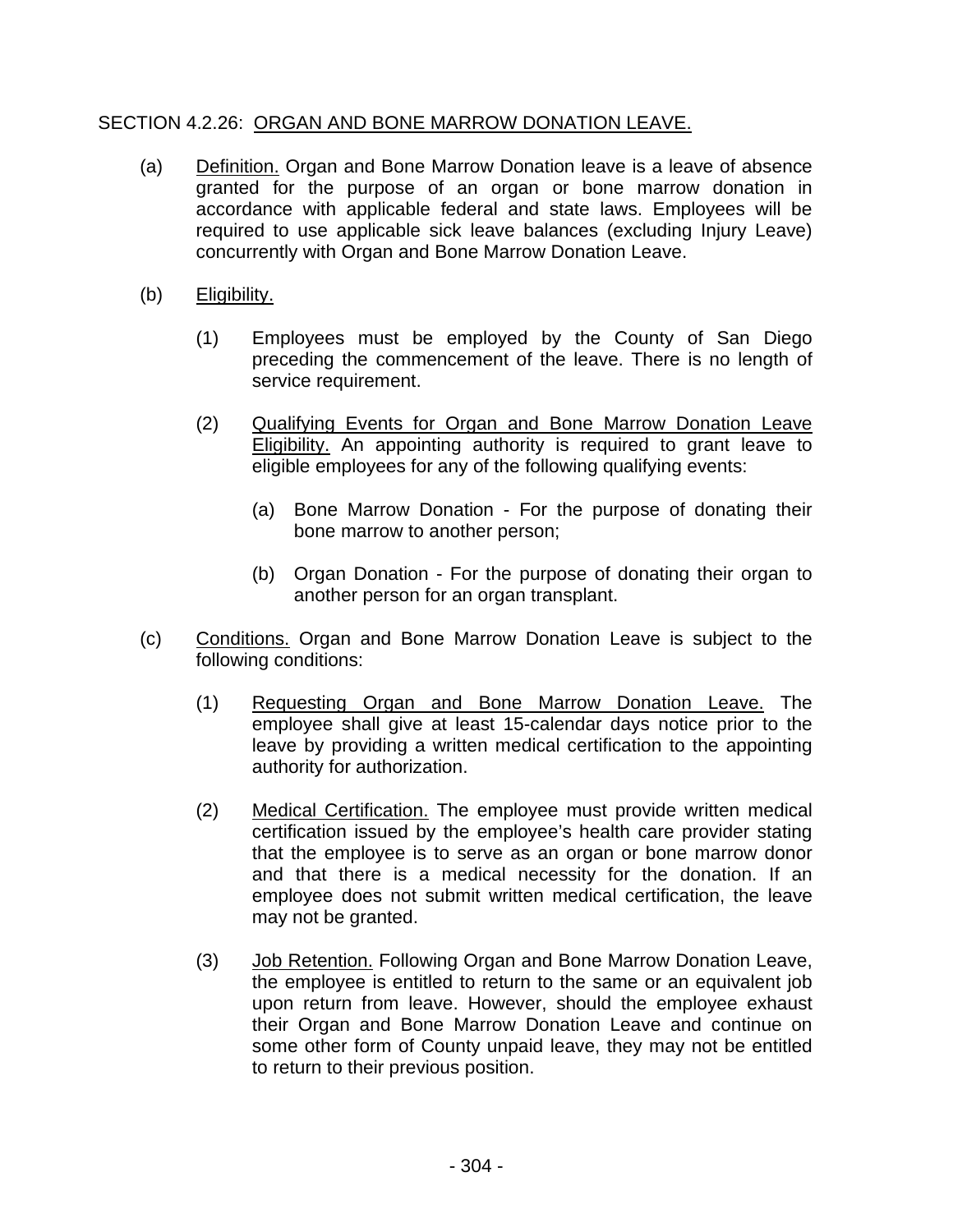## SECTION 4.2.26: ORGAN AND BONE MARROW DONATION LEAVE.

(a) Definition. Organ and Bone Marrow Donation leave is a leave of absence granted for the purpose of an organ or bone marrow donation in accordance with applicable federal and state laws. Employees will be required to use applicable sick leave balances (excluding Injury Leave) concurrently with Organ and Bone Marrow Donation Leave.

(b) Eligibility.

(1) Employees must be employed by the County of San Diego preceding the commencement of the leave. There is no length of service requirement.

(2) Qualifying Events for Organ and Bone Marrow Donation Leave Eligibility. An appointing authority is required to grant leave to eligible employees for any of the following qualifying events:

(a) Bone Marrow Donation - For the purpose of donating their bone marrow to another person;

(b) Organ Donation - For the purpose of donating their organ to another person for an organ transplant.

(c) Conditions. Organ and Bone Marrow Donation Leave is subject to the following conditions:

(1) Requesting Organ and Bone Marrow Donation Leave. The employee shall give at least 15-calendar days notice prior to the leave by providing a written medical certification to the appointing authority for authorization.

(2) Medical Certification. The employee must provide written medical certification issued by the employee's health care provider stating that the employee is to serve as an organ or bone marrow donor and that there is a medical necessity for the donation. If an employee does not submit written medical certification, the leave may not be granted.

(3) Job Retention. Following Organ and Bone Marrow Donation Leave, the employee is entitled to return to the same or an equivalent job upon return from leave. However, should the employee exhaust their Organ and Bone Marrow Donation Leave and continue on some other form of County unpaid leave, they may not be entitled to return to their previous position.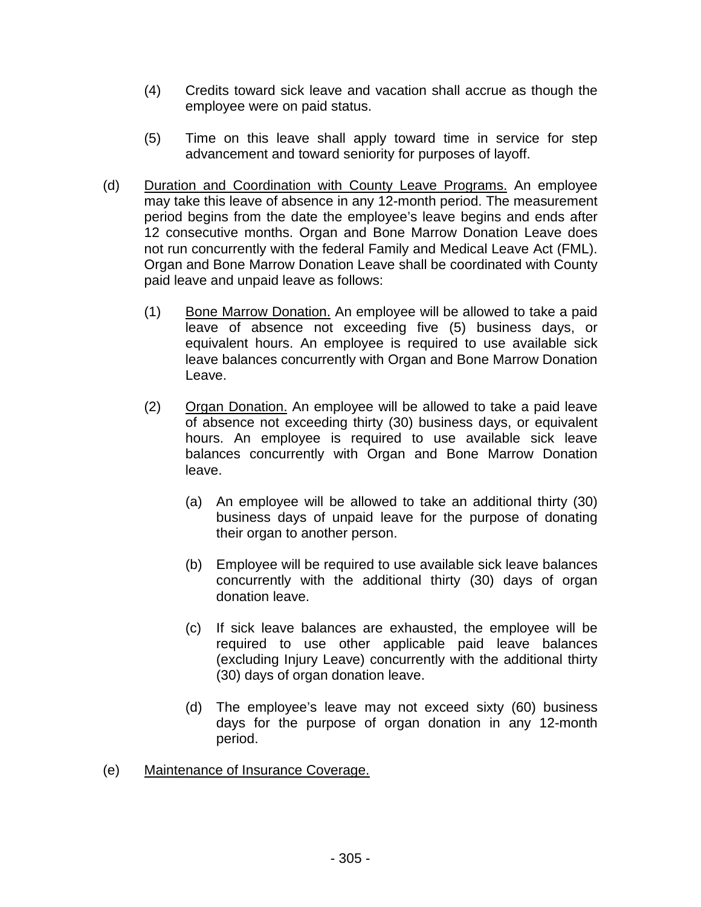(4) Credits toward sick leave and vacation shall accrue as though the employee were on paid status.

(5) Time on this leave shall apply toward time in service for step advancement and toward seniority for purposes of layoff.

(d) Duration and Coordination with County Leave Programs. An employee may take this leave of absence in any 12-month period. The measurement period begins from the date the employee's leave begins and ends after 12 consecutive months. Organ and Bone Marrow Donation Leave does not run concurrently with the federal Family and Medical Leave Act (FML). Organ and Bone Marrow Donation Leave shall be coordinated with County paid leave and unpaid leave as follows:

(1) Bone Marrow Donation. An employee will be allowed to take a paid leave of absence not exceeding five (5) business days, or equivalent hours. An employee is required to use available sick leave balances concurrently with Organ and Bone Marrow Donation Leave.

(2) Organ Donation. An employee will be allowed to take a paid leave of absence not exceeding thirty (30) business days, or equivalent hours. An employee is required to use available sick leave balances concurrently with Organ and Bone Marrow Donation leave.

(a) An employee will be allowed to take an additional thirty (30) business days of unpaid leave for the purpose of donating their organ to another person.

(b) Employee will be required to use available sick leave balances concurrently with the additional thirty (30) days of organ donation leave.

(c) If sick leave balances are exhausted, the employee will be required to use other applicable paid leave balances (excluding Injury Leave) concurrently with the additional thirty (30) days of organ donation leave.

(d) The employee's leave may not exceed sixty (60) business days for the purpose of organ donation in any 12-month period.

(e) Maintenance of Insurance Coverage.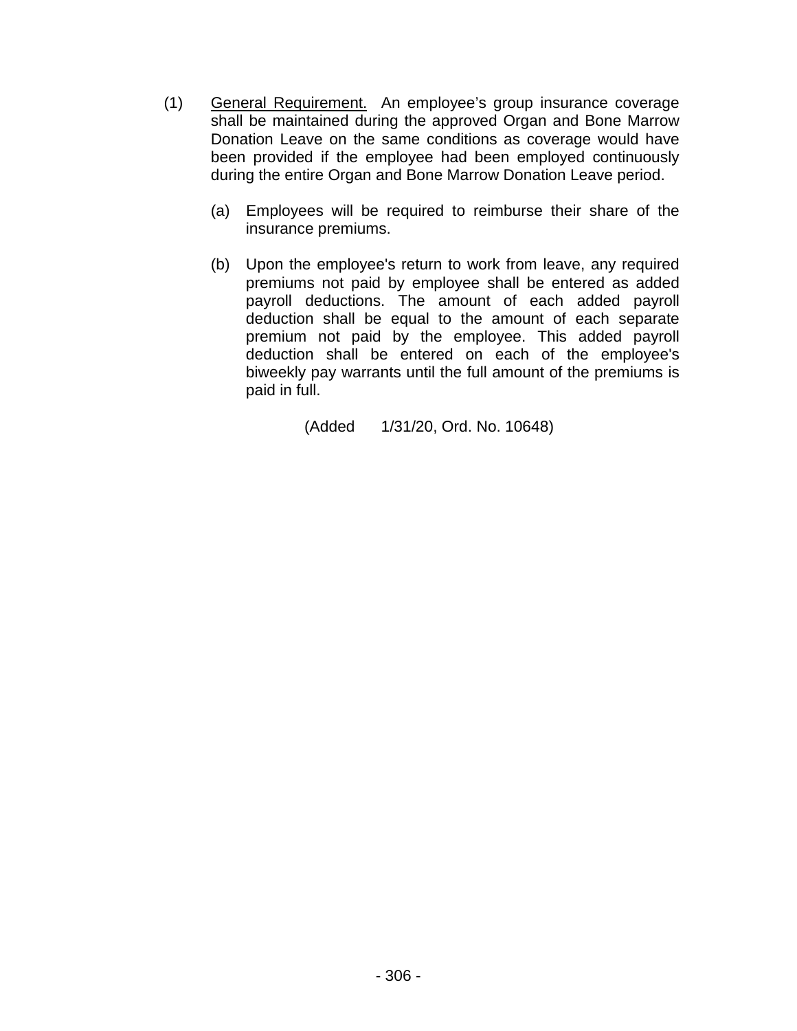(1) <u>General Requirement.</u> An employee’s group insurance coverage shall be maintained during the approved Organ and Bone Marrow Donation Leave on the same conditions as coverage would have been provided if the employee had been employed continuously during the entire Organ and Bone Marrow Donation Leave period.

(a) Employees will be required to reimburse their share of the insurance premiums.

(b) Upon the employee's return to work from leave, any required premiums not paid by employee shall be entered as added payroll deductions. The amount of each added payroll deduction shall be equal to the amount of each separate premium not paid by the employee. This added payroll deduction shall be entered on each of the employee's biweekly pay warrants until the full amount of the premiums is paid in full.

(Added 1/31/20, Ord. No. 10648)